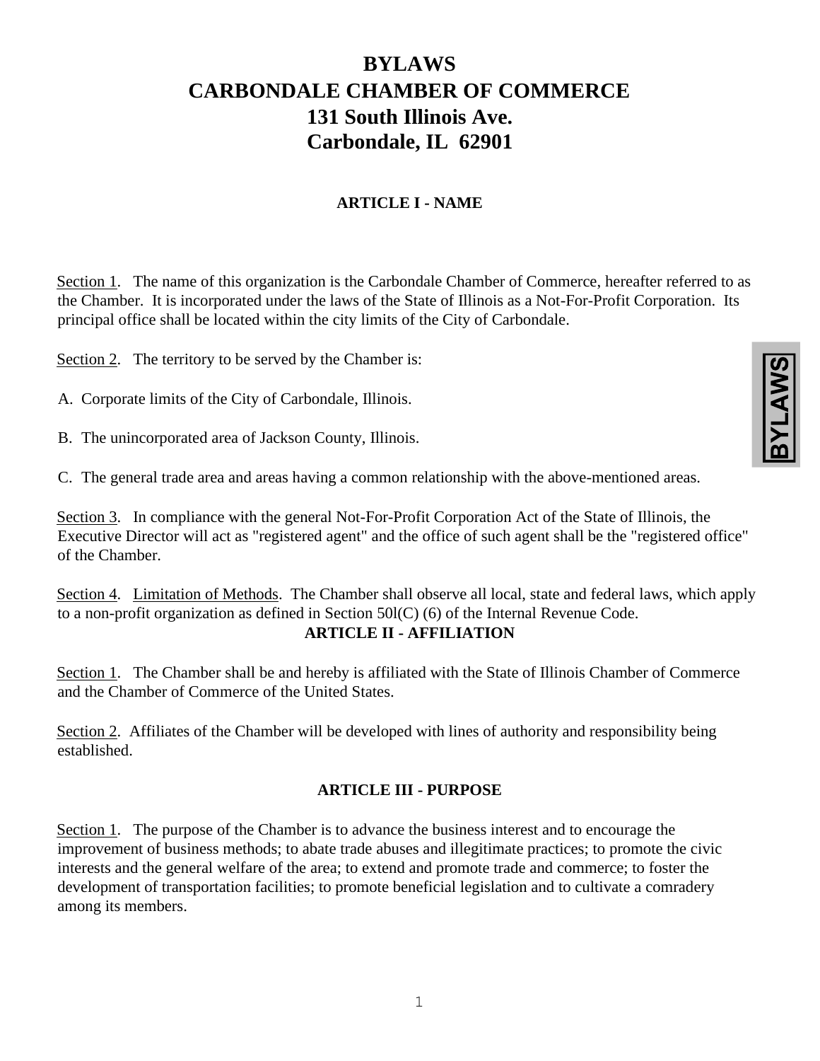# BYLAWS
# CARBONDALE CHAMBER OF COMMERCE
# 131 South Illinois Ave.
# Carbondale, IL 62901

## ARTICLE I - NAME

Section 1. The name of this organization is the Carbondale Chamber of Commerce, hereafter referred to as the Chamber. It is incorporated under the laws of the State of Illinois as a Not-For-Profit Corporation. Its principal office shall be located within the city limits of the City of Carbondale.

Section 2. The territory to be served by the Chamber is:

A. Corporate limits of the City of Carbondale, Illinois.

B. The unincorporated area of Jackson County, Illinois.

C. The general trade area and areas having a common relationship with the above-mentioned areas.

Section 3. In compliance with the general Not-For-Profit Corporation Act of the State of Illinois, the Executive Director will act as "registered agent" and the office of such agent shall be the "registered office" of the Chamber.

Section 4. Limitation of Methods. The Chamber shall observe all local, state and federal laws, which apply to a non-profit organization as defined in Section 50l(C) (6) of the Internal Revenue Code.

## ARTICLE II - AFFILIATION

Section 1. The Chamber shall be and hereby is affiliated with the State of Illinois Chamber of Commerce and the Chamber of Commerce of the United States.

Section 2. Affiliates of the Chamber will be developed with lines of authority and responsibility being established.

## ARTICLE III - PURPOSE

Section 1. The purpose of the Chamber is to advance the business interest and to encourage the improvement of business methods; to abate trade abuses and illegitimate practices; to promote the civic interests and the general welfare of the area; to extend and promote trade and commerce; to foster the development of transportation facilities; to promote beneficial legislation and to cultivate a comradery among its members.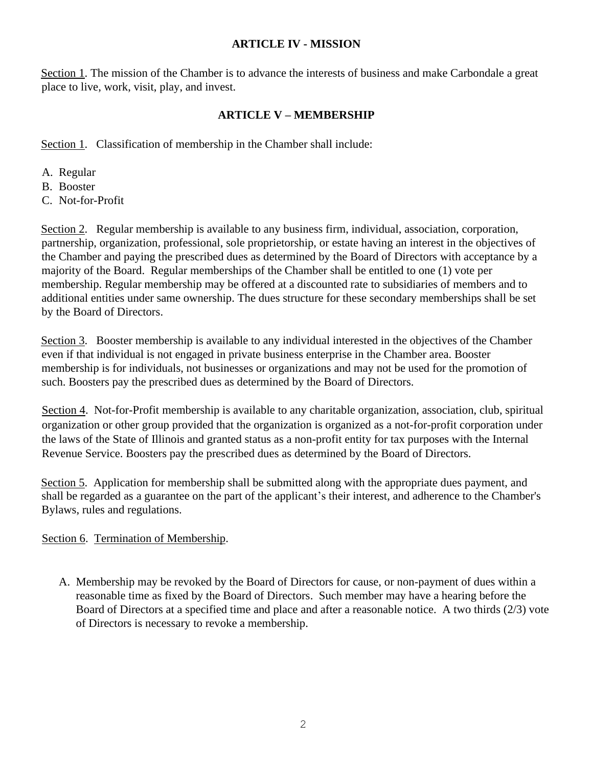## ARTICLE IV - MISSION

Section 1. The mission of the Chamber is to advance the interests of business and make Carbondale a great place to live, work, visit, play, and invest.

## ARTICLE V – MEMBERSHIP

Section 1. Classification of membership in the Chamber shall include:

A. Regular
B. Booster
C. Not-for-Profit

Section 2. Regular membership is available to any business firm, individual, association, corporation, partnership, organization, professional, sole proprietorship, or estate having an interest in the objectives of the Chamber and paying the prescribed dues as determined by the Board of Directors with acceptance by a majority of the Board. Regular memberships of the Chamber shall be entitled to one (1) vote per membership. Regular membership may be offered at a discounted rate to subsidiaries of members and to additional entities under same ownership. The dues structure for these secondary memberships shall be set by the Board of Directors.

Section 3. Booster membership is available to any individual interested in the objectives of the Chamber even if that individual is not engaged in private business enterprise in the Chamber area. Booster membership is for individuals, not businesses or organizations and may not be used for the promotion of such. Boosters pay the prescribed dues as determined by the Board of Directors.

Section 4. Not-for-Profit membership is available to any charitable organization, association, club, spiritual organization or other group provided that the organization is organized as a not-for-profit corporation under the laws of the State of Illinois and granted status as a non-profit entity for tax purposes with the Internal Revenue Service. Boosters pay the prescribed dues as determined by the Board of Directors.

Section 5. Application for membership shall be submitted along with the appropriate dues payment, and shall be regarded as a guarantee on the part of the applicant's their interest, and adherence to the Chamber's Bylaws, rules and regulations.

Section 6. Termination of Membership.

A. Membership may be revoked by the Board of Directors for cause, or non-payment of dues within a reasonable time as fixed by the Board of Directors. Such member may have a hearing before the Board of Directors at a specified time and place and after a reasonable notice. A two thirds (2/3) vote of Directors is necessary to revoke a membership.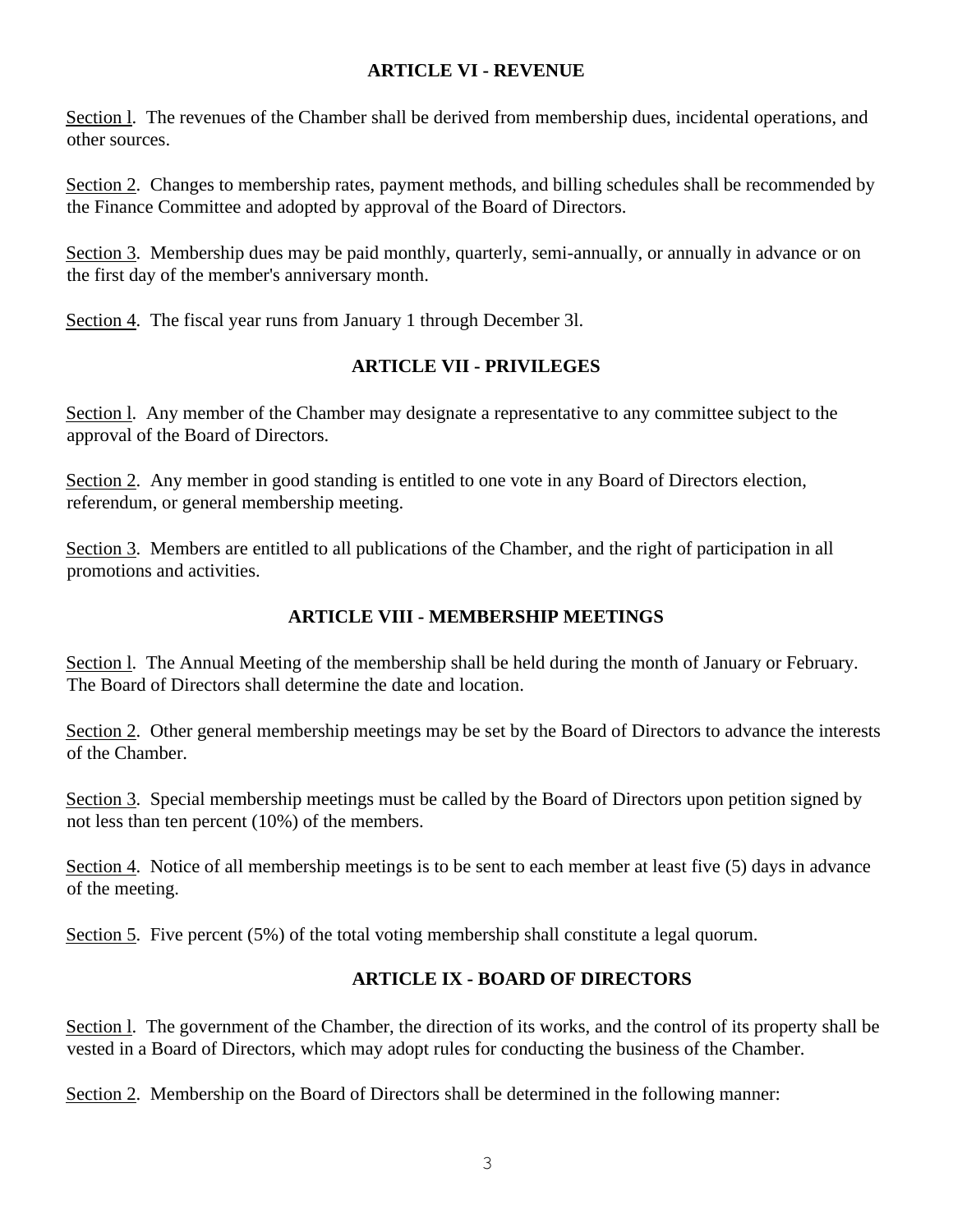## ARTICLE VI - REVENUE

Section l. The revenues of the Chamber shall be derived from membership dues, incidental operations, and other sources.

Section 2. Changes to membership rates, payment methods, and billing schedules shall be recommended by the Finance Committee and adopted by approval of the Board of Directors.

Section 3. Membership dues may be paid monthly, quarterly, semi-annually, or annually in advance or on the first day of the member's anniversary month.

Section 4. The fiscal year runs from January 1 through December 3l.

## ARTICLE VII - PRIVILEGES

Section l. Any member of the Chamber may designate a representative to any committee subject to the approval of the Board of Directors.

Section 2. Any member in good standing is entitled to one vote in any Board of Directors election, referendum, or general membership meeting.

Section 3. Members are entitled to all publications of the Chamber, and the right of participation in all promotions and activities.

## ARTICLE VIII - MEMBERSHIP MEETINGS

Section l. The Annual Meeting of the membership shall be held during the month of January or February. The Board of Directors shall determine the date and location.

Section 2. Other general membership meetings may be set by the Board of Directors to advance the interests of the Chamber.

Section 3. Special membership meetings must be called by the Board of Directors upon petition signed by not less than ten percent (10%) of the members.

Section 4. Notice of all membership meetings is to be sent to each member at least five (5) days in advance of the meeting.

Section 5. Five percent (5%) of the total voting membership shall constitute a legal quorum.

## ARTICLE IX - BOARD OF DIRECTORS

Section l. The government of the Chamber, the direction of its works, and the control of its property shall be vested in a Board of Directors, which may adopt rules for conducting the business of the Chamber.

Section 2. Membership on the Board of Directors shall be determined in the following manner: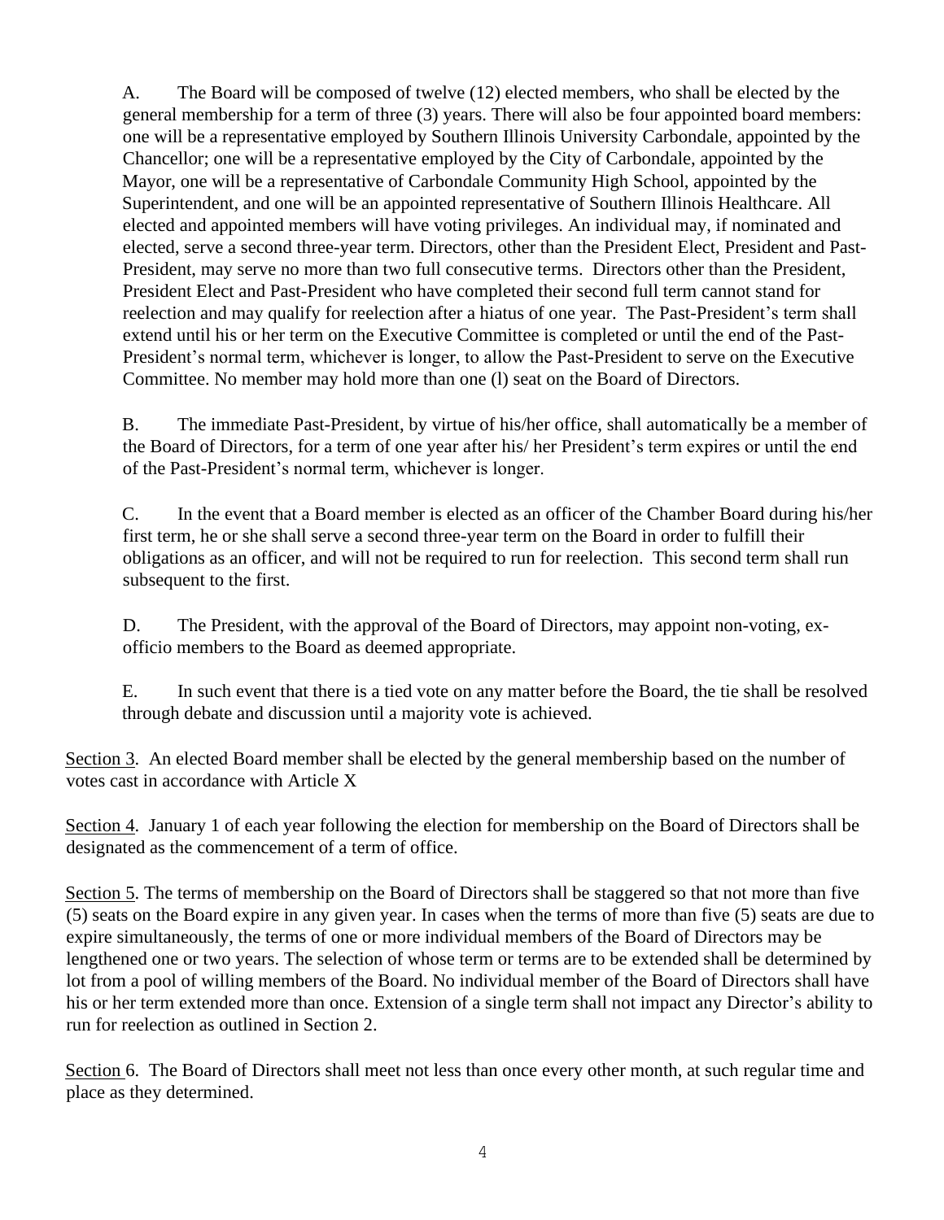A. The Board will be composed of twelve (12) elected members, who shall be elected by the general membership for a term of three (3) years. There will also be four appointed board members: one will be a representative employed by Southern Illinois University Carbondale, appointed by the Chancellor; one will be a representative employed by the City of Carbondale, appointed by the Mayor, one will be a representative of Carbondale Community High School, appointed by the Superintendent, and one will be an appointed representative of Southern Illinois Healthcare. All elected and appointed members will have voting privileges. An individual may, if nominated and elected, serve a second three-year term. Directors, other than the President Elect, President and Past-President, may serve no more than two full consecutive terms. Directors other than the President, President Elect and Past-President who have completed their second full term cannot stand for reelection and may qualify for reelection after a hiatus of one year. The Past-President's term shall extend until his or her term on the Executive Committee is completed or until the end of the Past-President's normal term, whichever is longer, to allow the Past-President to serve on the Executive Committee. No member may hold more than one (l) seat on the Board of Directors.

B. The immediate Past-President, by virtue of his/her office, shall automatically be a member of the Board of Directors, for a term of one year after his/ her President's term expires or until the end of the Past-President's normal term, whichever is longer.

C. In the event that a Board member is elected as an officer of the Chamber Board during his/her first term, he or she shall serve a second three-year term on the Board in order to fulfill their obligations as an officer, and will not be required to run for reelection. This second term shall run subsequent to the first.

D. The President, with the approval of the Board of Directors, may appoint non-voting, ex-officio members to the Board as deemed appropriate.

E. In such event that there is a tied vote on any matter before the Board, the tie shall be resolved through debate and discussion until a majority vote is achieved.

Section 3. An elected Board member shall be elected by the general membership based on the number of votes cast in accordance with Article X

Section 4. January 1 of each year following the election for membership on the Board of Directors shall be designated as the commencement of a term of office.

Section 5. The terms of membership on the Board of Directors shall be staggered so that not more than five (5) seats on the Board expire in any given year. In cases when the terms of more than five (5) seats are due to expire simultaneously, the terms of one or more individual members of the Board of Directors may be lengthened one or two years. The selection of whose term or terms are to be extended shall be determined by lot from a pool of willing members of the Board. No individual member of the Board of Directors shall have his or her term extended more than once. Extension of a single term shall not impact any Director's ability to run for reelection as outlined in Section 2.

Section 6. The Board of Directors shall meet not less than once every other month, at such regular time and place as they determined.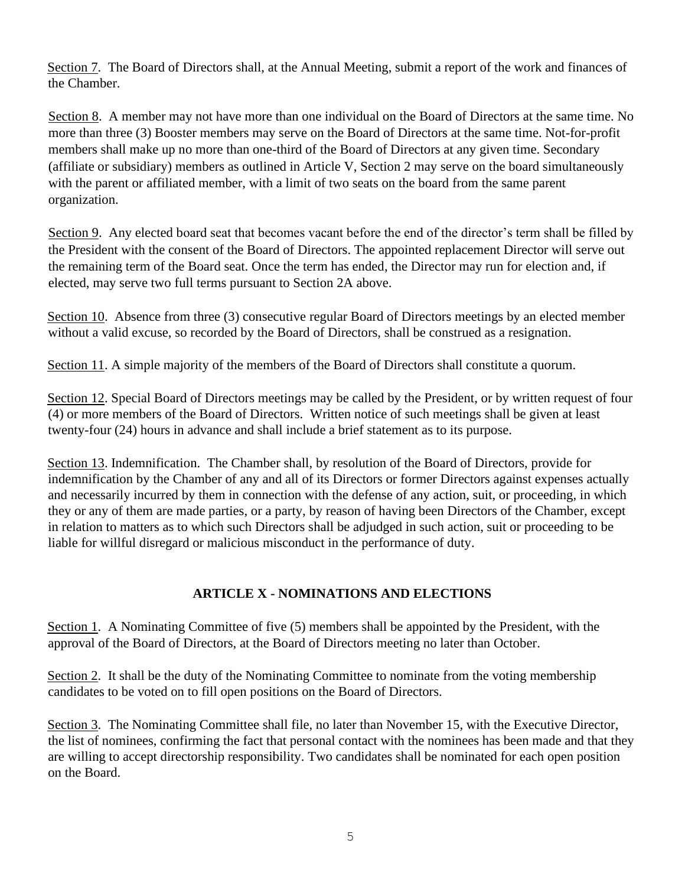Section 7. The Board of Directors shall, at the Annual Meeting, submit a report of the work and finances of the Chamber.

Section 8. A member may not have more than one individual on the Board of Directors at the same time. No more than three (3) Booster members may serve on the Board of Directors at the same time. Not-for-profit members shall make up no more than one-third of the Board of Directors at any given time. Secondary (affiliate or subsidiary) members as outlined in Article V, Section 2 may serve on the board simultaneously with the parent or affiliated member, with a limit of two seats on the board from the same parent organization.

Section 9. Any elected board seat that becomes vacant before the end of the director's term shall be filled by the President with the consent of the Board of Directors. The appointed replacement Director will serve out the remaining term of the Board seat. Once the term has ended, the Director may run for election and, if elected, may serve two full terms pursuant to Section 2A above.

Section 10. Absence from three (3) consecutive regular Board of Directors meetings by an elected member without a valid excuse, so recorded by the Board of Directors, shall be construed as a resignation.

Section 11. A simple majority of the members of the Board of Directors shall constitute a quorum.

Section 12. Special Board of Directors meetings may be called by the President, or by written request of four (4) or more members of the Board of Directors. Written notice of such meetings shall be given at least twenty-four (24) hours in advance and shall include a brief statement as to its purpose.

Section 13. Indemnification. The Chamber shall, by resolution of the Board of Directors, provide for indemnification by the Chamber of any and all of its Directors or former Directors against expenses actually and necessarily incurred by them in connection with the defense of any action, suit, or proceeding, in which they or any of them are made parties, or a party, by reason of having been Directors of the Chamber, except in relation to matters as to which such Directors shall be adjudged in such action, suit or proceeding to be liable for willful disregard or malicious misconduct in the performance of duty.

## ARTICLE X - NOMINATIONS AND ELECTIONS

Section 1. A Nominating Committee of five (5) members shall be appointed by the President, with the approval of the Board of Directors, at the Board of Directors meeting no later than October.

Section 2. It shall be the duty of the Nominating Committee to nominate from the voting membership candidates to be voted on to fill open positions on the Board of Directors.

Section 3. The Nominating Committee shall file, no later than November 15, with the Executive Director, the list of nominees, confirming the fact that personal contact with the nominees has been made and that they are willing to accept directorship responsibility. Two candidates shall be nominated for each open position on the Board.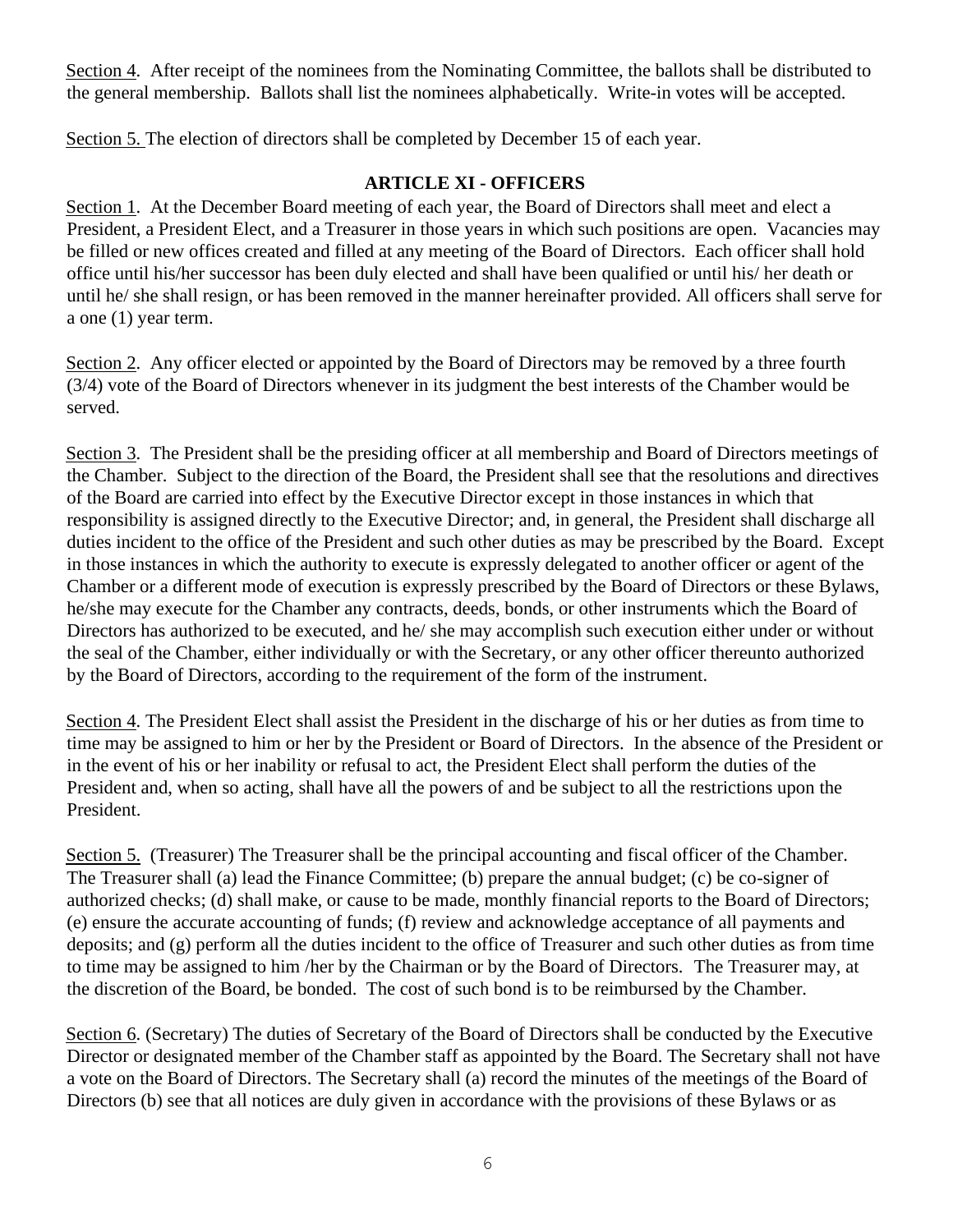Section 4. After receipt of the nominees from the Nominating Committee, the ballots shall be distributed to the general membership. Ballots shall list the nominees alphabetically. Write-in votes will be accepted.

Section 5. The election of directors shall be completed by December 15 of each year.

## ARTICLE XI - OFFICERS

Section 1. At the December Board meeting of each year, the Board of Directors shall meet and elect a President, a President Elect, and a Treasurer in those years in which such positions are open. Vacancies may be filled or new offices created and filled at any meeting of the Board of Directors. Each officer shall hold office until his/her successor has been duly elected and shall have been qualified or until his/ her death or until he/ she shall resign, or has been removed in the manner hereinafter provided. All officers shall serve for a one (1) year term.

Section 2. Any officer elected or appointed by the Board of Directors may be removed by a three fourth (3/4) vote of the Board of Directors whenever in its judgment the best interests of the Chamber would be served.

Section 3. The President shall be the presiding officer at all membership and Board of Directors meetings of the Chamber. Subject to the direction of the Board, the President shall see that the resolutions and directives of the Board are carried into effect by the Executive Director except in those instances in which that responsibility is assigned directly to the Executive Director; and, in general, the President shall discharge all duties incident to the office of the President and such other duties as may be prescribed by the Board. Except in those instances in which the authority to execute is expressly delegated to another officer or agent of the Chamber or a different mode of execution is expressly prescribed by the Board of Directors or these Bylaws, he/she may execute for the Chamber any contracts, deeds, bonds, or other instruments which the Board of Directors has authorized to be executed, and he/ she may accomplish such execution either under or without the seal of the Chamber, either individually or with the Secretary, or any other officer thereunto authorized by the Board of Directors, according to the requirement of the form of the instrument.

Section 4. The President Elect shall assist the President in the discharge of his or her duties as from time to time may be assigned to him or her by the President or Board of Directors. In the absence of the President or in the event of his or her inability or refusal to act, the President Elect shall perform the duties of the President and, when so acting, shall have all the powers of and be subject to all the restrictions upon the President.

Section 5. (Treasurer) The Treasurer shall be the principal accounting and fiscal officer of the Chamber. The Treasurer shall (a) lead the Finance Committee; (b) prepare the annual budget; (c) be co-signer of authorized checks; (d) shall make, or cause to be made, monthly financial reports to the Board of Directors; (e) ensure the accurate accounting of funds; (f) review and acknowledge acceptance of all payments and deposits; and (g) perform all the duties incident to the office of Treasurer and such other duties as from time to time may be assigned to him /her by the Chairman or by the Board of Directors. The Treasurer may, at the discretion of the Board, be bonded. The cost of such bond is to be reimbursed by the Chamber.

Section 6. (Secretary) The duties of Secretary of the Board of Directors shall be conducted by the Executive Director or designated member of the Chamber staff as appointed by the Board. The Secretary shall not have a vote on the Board of Directors. The Secretary shall (a) record the minutes of the meetings of the Board of Directors (b) see that all notices are duly given in accordance with the provisions of these Bylaws or as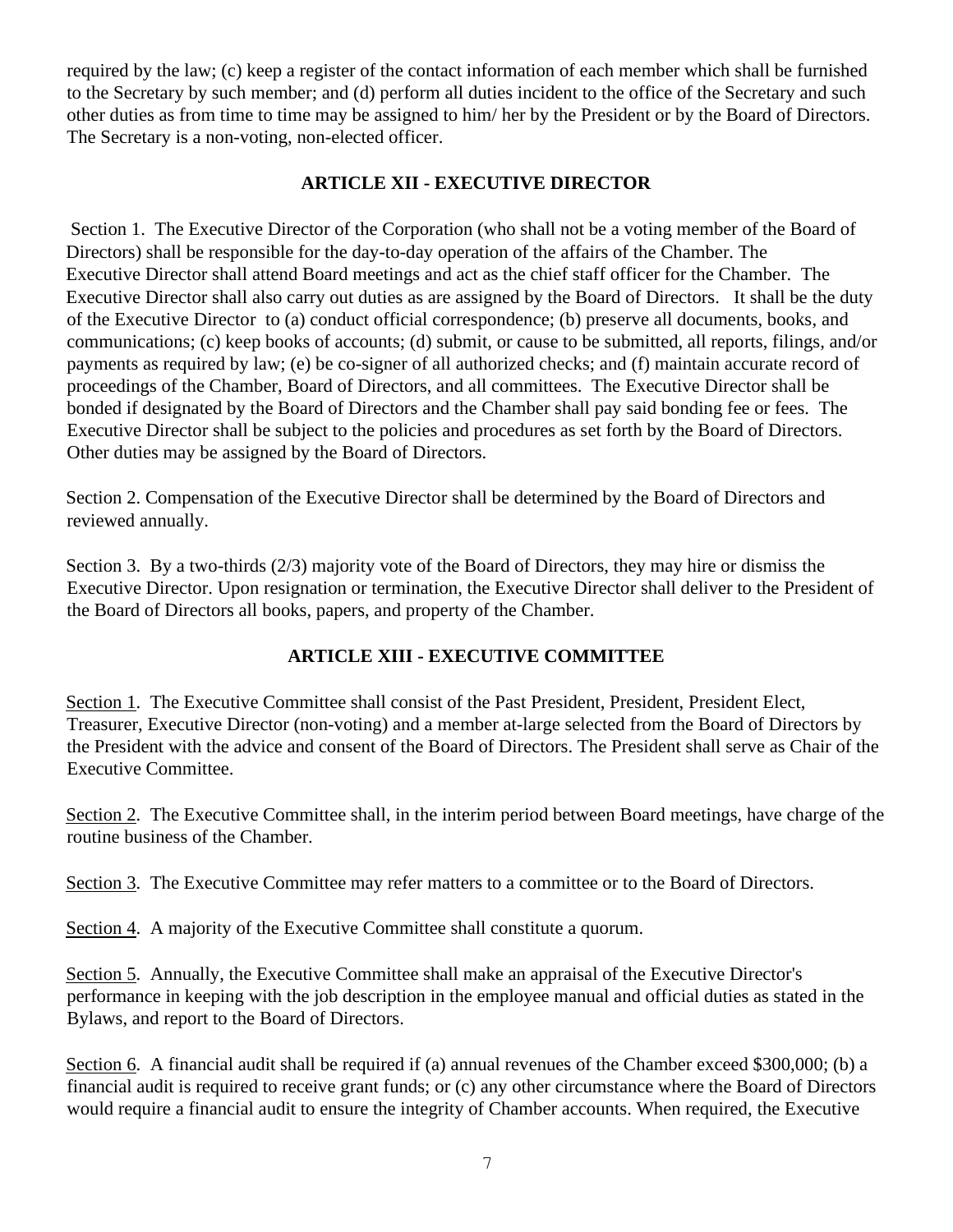required by the law; (c) keep a register of the contact information of each member which shall be furnished to the Secretary by such member; and (d) perform all duties incident to the office of the Secretary and such other duties as from time to time may be assigned to him/ her by the President or by the Board of Directors. The Secretary is a non-voting, non-elected officer.

## ARTICLE XII - EXECUTIVE DIRECTOR

Section 1. The Executive Director of the Corporation (who shall not be a voting member of the Board of Directors) shall be responsible for the day-to-day operation of the affairs of the Chamber. The Executive Director shall attend Board meetings and act as the chief staff officer for the Chamber. The Executive Director shall also carry out duties as are assigned by the Board of Directors. It shall be the duty of the Executive Director to (a) conduct official correspondence; (b) preserve all documents, books, and communications; (c) keep books of accounts; (d) submit, or cause to be submitted, all reports, filings, and/or payments as required by law; (e) be co-signer of all authorized checks; and (f) maintain accurate record of proceedings of the Chamber, Board of Directors, and all committees. The Executive Director shall be bonded if designated by the Board of Directors and the Chamber shall pay said bonding fee or fees. The Executive Director shall be subject to the policies and procedures as set forth by the Board of Directors. Other duties may be assigned by the Board of Directors.

Section 2. Compensation of the Executive Director shall be determined by the Board of Directors and reviewed annually.

Section 3. By a two-thirds (2/3) majority vote of the Board of Directors, they may hire or dismiss the Executive Director. Upon resignation or termination, the Executive Director shall deliver to the President of the Board of Directors all books, papers, and property of the Chamber.

## ARTICLE XIII - EXECUTIVE COMMITTEE

Section 1. The Executive Committee shall consist of the Past President, President, President Elect, Treasurer, Executive Director (non-voting) and a member at-large selected from the Board of Directors by the President with the advice and consent of the Board of Directors. The President shall serve as Chair of the Executive Committee.

Section 2. The Executive Committee shall, in the interim period between Board meetings, have charge of the routine business of the Chamber.

Section 3. The Executive Committee may refer matters to a committee or to the Board of Directors.

Section 4. A majority of the Executive Committee shall constitute a quorum.

Section 5. Annually, the Executive Committee shall make an appraisal of the Executive Director's performance in keeping with the job description in the employee manual and official duties as stated in the Bylaws, and report to the Board of Directors.

Section 6. A financial audit shall be required if (a) annual revenues of the Chamber exceed $300,000; (b) a financial audit is required to receive grant funds; or (c) any other circumstance where the Board of Directors would require a financial audit to ensure the integrity of Chamber accounts. When required, the Executive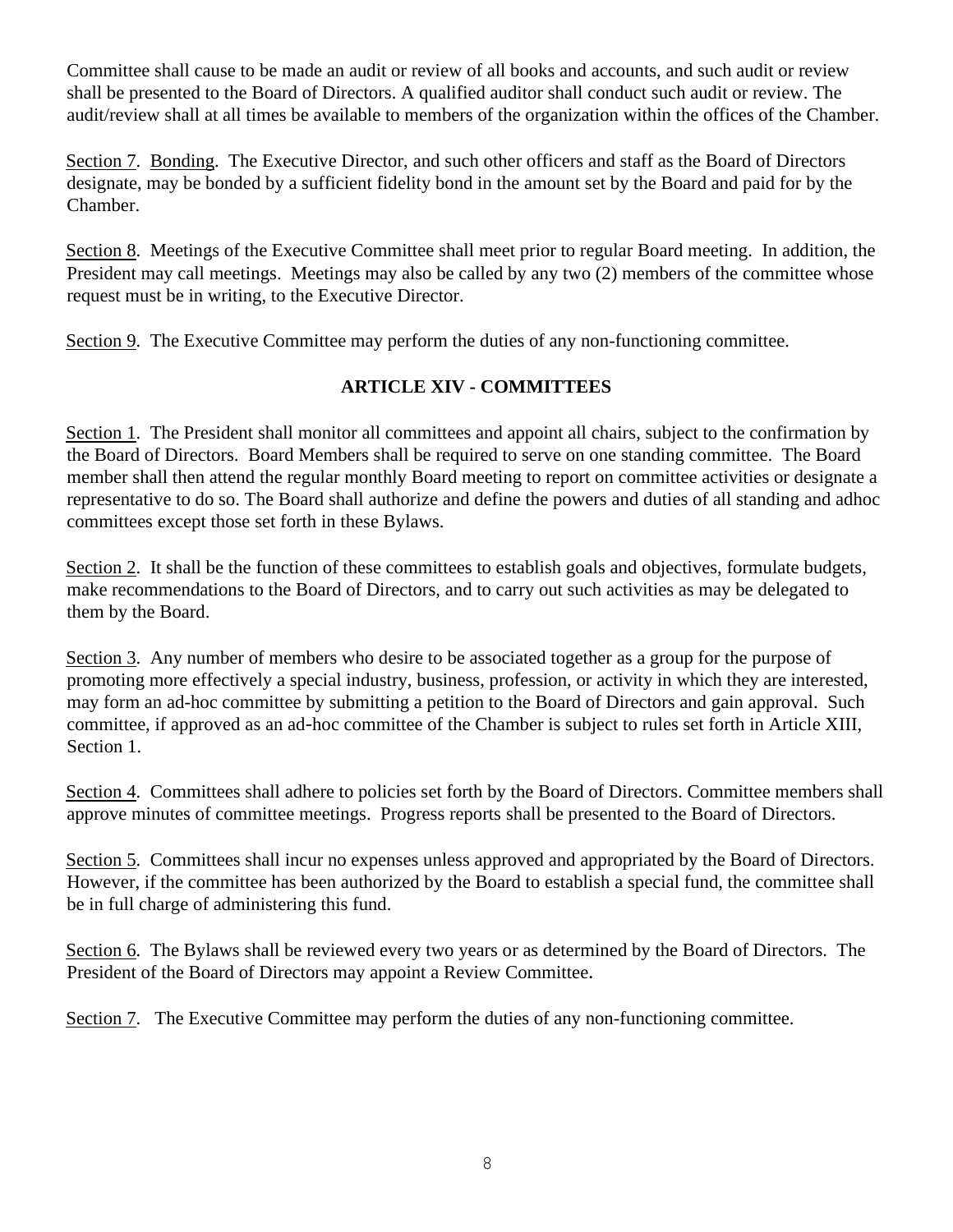Committee shall cause to be made an audit or review of all books and accounts, and such audit or review shall be presented to the Board of Directors. A qualified auditor shall conduct such audit or review. The audit/review shall at all times be available to members of the organization within the offices of the Chamber.

Section 7. Bonding. The Executive Director, and such other officers and staff as the Board of Directors designate, may be bonded by a sufficient fidelity bond in the amount set by the Board and paid for by the Chamber.

Section 8. Meetings of the Executive Committee shall meet prior to regular Board meeting. In addition, the President may call meetings. Meetings may also be called by any two (2) members of the committee whose request must be in writing, to the Executive Director.

Section 9. The Executive Committee may perform the duties of any non-functioning committee.

## ARTICLE XIV - COMMITTEES

Section 1. The President shall monitor all committees and appoint all chairs, subject to the confirmation by the Board of Directors. Board Members shall be required to serve on one standing committee. The Board member shall then attend the regular monthly Board meeting to report on committee activities or designate a representative to do so. The Board shall authorize and define the powers and duties of all standing and adhoc committees except those set forth in these Bylaws.

Section 2. It shall be the function of these committees to establish goals and objectives, formulate budgets, make recommendations to the Board of Directors, and to carry out such activities as may be delegated to them by the Board.

Section 3. Any number of members who desire to be associated together as a group for the purpose of promoting more effectively a special industry, business, profession, or activity in which they are interested, may form an ad-hoc committee by submitting a petition to the Board of Directors and gain approval. Such committee, if approved as an ad-hoc committee of the Chamber is subject to rules set forth in Article XIII, Section 1.

Section 4. Committees shall adhere to policies set forth by the Board of Directors. Committee members shall approve minutes of committee meetings. Progress reports shall be presented to the Board of Directors.

Section 5. Committees shall incur no expenses unless approved and appropriated by the Board of Directors. However, if the committee has been authorized by the Board to establish a special fund, the committee shall be in full charge of administering this fund.

Section 6. The Bylaws shall be reviewed every two years or as determined by the Board of Directors. The President of the Board of Directors may appoint a Review Committee.

Section 7. The Executive Committee may perform the duties of any non-functioning committee.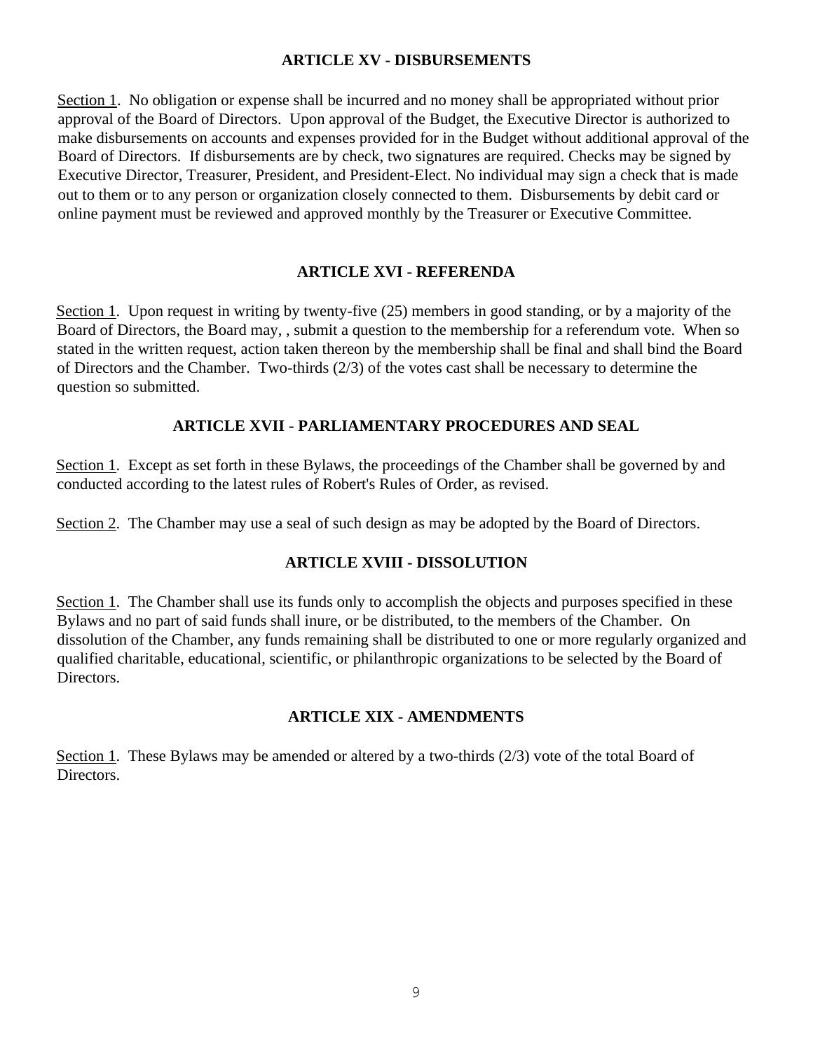## ARTICLE XV - DISBURSEMENTS

Section 1. No obligation or expense shall be incurred and no money shall be appropriated without prior approval of the Board of Directors. Upon approval of the Budget, the Executive Director is authorized to make disbursements on accounts and expenses provided for in the Budget without additional approval of the Board of Directors. If disbursements are by check, two signatures are required. Checks may be signed by Executive Director, Treasurer, President, and President-Elect. No individual may sign a check that is made out to them or to any person or organization closely connected to them. Disbursements by debit card or online payment must be reviewed and approved monthly by the Treasurer or Executive Committee.

## ARTICLE XVI - REFERENDA

Section 1. Upon request in writing by twenty-five (25) members in good standing, or by a majority of the Board of Directors, the Board may, , submit a question to the membership for a referendum vote. When so stated in the written request, action taken thereon by the membership shall be final and shall bind the Board of Directors and the Chamber. Two-thirds (2/3) of the votes cast shall be necessary to determine the question so submitted.

## ARTICLE XVII - PARLIAMENTARY PROCEDURES AND SEAL

Section 1. Except as set forth in these Bylaws, the proceedings of the Chamber shall be governed by and conducted according to the latest rules of Robert's Rules of Order, as revised.

Section 2. The Chamber may use a seal of such design as may be adopted by the Board of Directors.

## ARTICLE XVIII - DISSOLUTION

Section 1. The Chamber shall use its funds only to accomplish the objects and purposes specified in these Bylaws and no part of said funds shall inure, or be distributed, to the members of the Chamber. On dissolution of the Chamber, any funds remaining shall be distributed to one or more regularly organized and qualified charitable, educational, scientific, or philanthropic organizations to be selected by the Board of Directors.

## ARTICLE XIX - AMENDMENTS

Section 1. These Bylaws may be amended or altered by a two-thirds (2/3) vote of the total Board of Directors.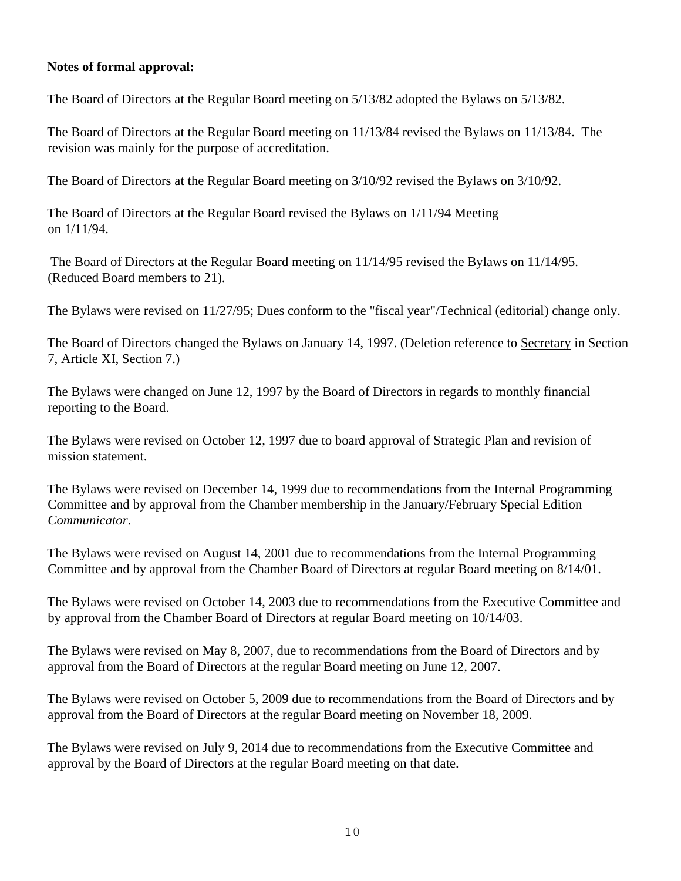**Notes of formal approval:**

The Board of Directors at the Regular Board meeting on 5/13/82 adopted the Bylaws on 5/13/82.

The Board of Directors at the Regular Board meeting on 11/13/84 revised the Bylaws on 11/13/84. The revision was mainly for the purpose of accreditation.

The Board of Directors at the Regular Board meeting on 3/10/92 revised the Bylaws on 3/10/92.

The Board of Directors at the Regular Board revised the Bylaws on 1/11/94 Meeting on 1/11/94.

The Board of Directors at the Regular Board meeting on 11/14/95 revised the Bylaws on 11/14/95. (Reduced Board members to 21).

The Bylaws were revised on 11/27/95; Dues conform to the "fiscal year"/Technical (editorial) change <u>only</u>.

The Board of Directors changed the Bylaws on January 14, 1997. (Deletion reference to <u>Secretary</u> in Section 7, Article XI, Section 7.)

The Bylaws were changed on June 12, 1997 by the Board of Directors in regards to monthly financial reporting to the Board.

The Bylaws were revised on October 12, 1997 due to board approval of Strategic Plan and revision of mission statement.

The Bylaws were revised on December 14, 1999 due to recommendations from the Internal Programming Committee and by approval from the Chamber membership in the January/February Special Edition *Communicator*.

The Bylaws were revised on August 14, 2001 due to recommendations from the Internal Programming Committee and by approval from the Chamber Board of Directors at regular Board meeting on 8/14/01.

The Bylaws were revised on October 14, 2003 due to recommendations from the Executive Committee and by approval from the Chamber Board of Directors at regular Board meeting on 10/14/03.

The Bylaws were revised on May 8, 2007, due to recommendations from the Board of Directors and by approval from the Board of Directors at the regular Board meeting on June 12, 2007.

The Bylaws were revised on October 5, 2009 due to recommendations from the Board of Directors and by approval from the Board of Directors at the regular Board meeting on November 18, 2009.

The Bylaws were revised on July 9, 2014 due to recommendations from the Executive Committee and approval by the Board of Directors at the regular Board meeting on that date.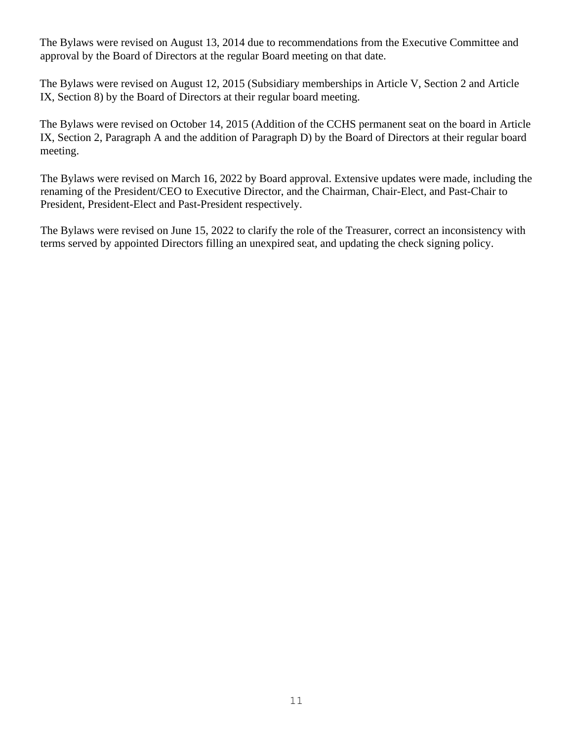The Bylaws were revised on August 13, 2014 due to recommendations from the Executive Committee and approval by the Board of Directors at the regular Board meeting on that date.

The Bylaws were revised on August 12, 2015 (Subsidiary memberships in Article V, Section 2 and Article IX, Section 8) by the Board of Directors at their regular board meeting.

The Bylaws were revised on October 14, 2015 (Addition of the CCHS permanent seat on the board in Article IX, Section 2, Paragraph A and the addition of Paragraph D) by the Board of Directors at their regular board meeting.

The Bylaws were revised on March 16, 2022 by Board approval. Extensive updates were made, including the renaming of the President/CEO to Executive Director, and the Chairman, Chair-Elect, and Past-Chair to President, President-Elect and Past-President respectively.

The Bylaws were revised on June 15, 2022 to clarify the role of the Treasurer, correct an inconsistency with terms served by appointed Directors filling an unexpired seat, and updating the check signing policy.